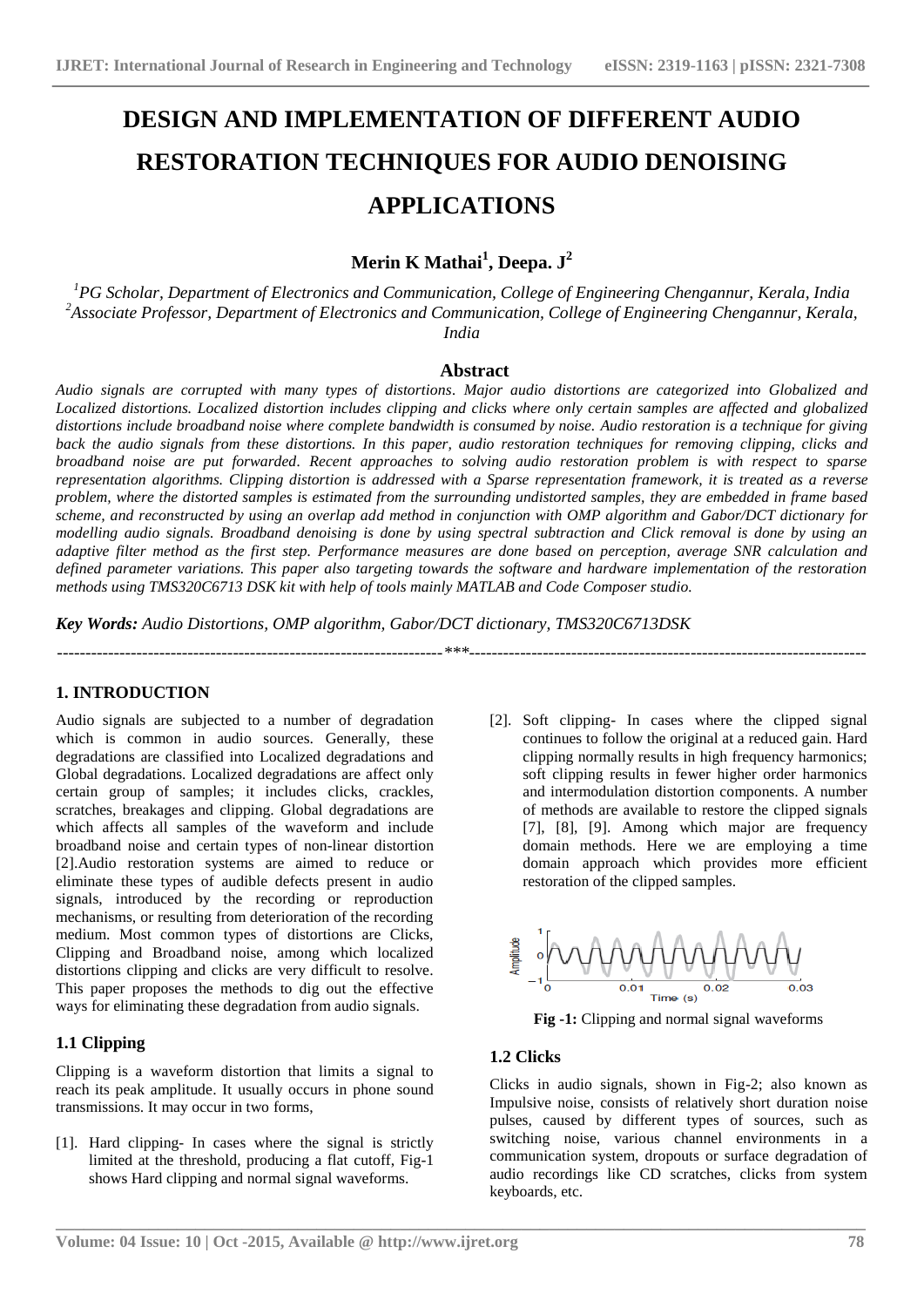// Begin transcription of page 1
# DESIGN AND IMPLEMENTATION OF DIFFERENT AUDIO RESTORATION TECHNIQUES FOR AUDIO DENOISING APPLICATIONS

**Merin K Mathai[1], Deepa. J[2]**

[1]PG Scholar, Department of Electronics and Communication, College of Engineering Chengannur, Kerala, India
[2]Associate Professor, Department of Electronics and Communication, College of Engineering Chengannur, Kerala, India

## Abstract

*Audio signals are corrupted with many types of distortions. Major audio distortions are categorized into Globalized and Localized distortions. Localized distortion includes clipping and clicks where only certain samples are affected and globalized distortions include broadband noise where complete bandwidth is consumed by noise. Audio restoration is a technique for giving back the audio signals from these distortions. In this paper, audio restoration techniques for removing clipping, clicks and broadband noise are put forwarded. Recent approaches to solving audio restoration problem is with respect to sparse representation algorithms. Clipping distortion is addressed with a Sparse representation framework, it is treated as a reverse problem, where the distorted samples is estimated from the surrounding undistorted samples, they are embedded in frame based scheme, and reconstructed by using an overlap add method in conjunction with OMP algorithm and Gabor/DCT dictionary for modelling audio signals. Broadband denoising is done by using spectral subtraction and Click removal is done by using an adaptive filter method as the first step. Performance measures are done based on perception, average SNR calculation and defined parameter variations. This paper also targeting towards the software and hardware implementation of the restoration methods using TMS320C6713 DSK kit with help of tools mainly MATLAB and Code Composer studio.*

***Key Words:*** *Audio Distortions, OMP algorithm, Gabor/DCT dictionary, TMS320C6713DSK*

---------------------------------------------------------------------***---------------------------------------------------------------------

## 1. INTRODUCTION

Audio signals are subjected to a number of degradation which is common in audio sources. Generally, these degradations are classified into Localized degradations and Global degradations. Localized degradations are affect only certain group of samples; it includes clicks, crackles, scratches, breakages and clipping. Global degradations are which affects all samples of the waveform and include broadband noise and certain types of non-linear distortion [2].Audio restoration systems are aimed to reduce or eliminate these types of audible defects present in audio signals, introduced by the recording or reproduction mechanisms, or resulting from deterioration of the recording medium. Most common types of distortions are Clicks, Clipping and Broadband noise, among which localized distortions clipping and clicks are very difficult to resolve. This paper proposes the methods to dig out the effective ways for eliminating these degradation from audio signals.

### 1.1 Clipping

Clipping is a waveform distortion that limits a signal to reach its peak amplitude. It usually occurs in phone sound transmissions. It may occur in two forms,

[1]. Hard clipping- In cases where the signal is strictly limited at the threshold, producing a flat cutoff, Fig-1 shows Hard clipping and normal signal waveforms.

[2]. Soft clipping- In cases where the clipped signal continues to follow the original at a reduced gain. Hard clipping normally results in high frequency harmonics; soft clipping results in fewer higher order harmonics and intermodulation distortion components. A number of methods are available to restore the clipped signals [7], [8], [9]. Among which major are frequency domain methods. Here we are employing a time domain approach which provides more efficient restoration of the clipped samples.

**Fig -1:** Clipping and normal signal waveforms

### 1.2 Clicks

Clicks in audio signals, shown in Fig-2; also known as Impulsive noise, consists of relatively short duration noise pulses, caused by different types of sources, such as switching noise, various channel environments in a communication system, dropouts or surface degradation of audio recordings like CD scratches, clicks from system keyboards, etc.
// End transcription of page 1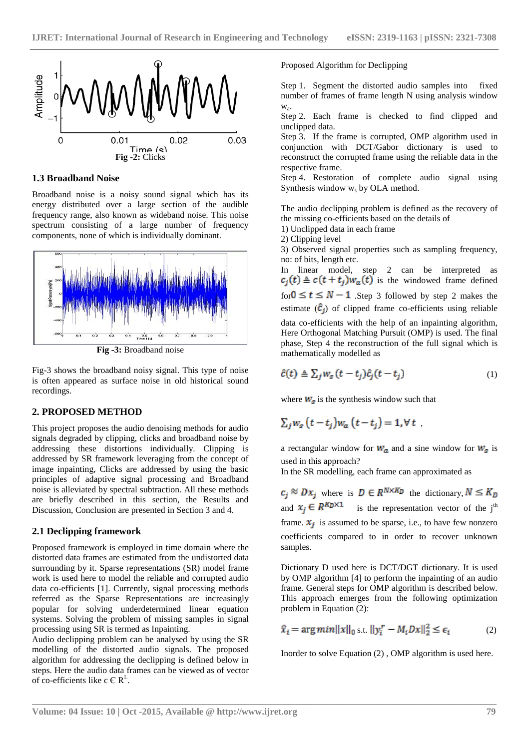**Fig -2:** Clicks

### 1.3 Broadband Noise

Broadband noise is a noisy sound signal which has its energy distributed over a large section of the audible frequency range, also known as wideband noise. This noise spectrum consisting of a large number of frequency components, none of which is individually dominant.

**Fig -3:** Broadband noise

Fig-3 shows the broadband noisy signal. This type of noise is often appeared as surface noise in old historical sound recordings.

## 2. PROPOSED METHOD

This project proposes the audio denoising methods for audio signals degraded by clipping, clicks and broadband noise by addressing these distortions individually. Clipping is addressed by SR framework leveraging from the concept of image inpainting, Clicks are addressed by using the basic principles of adaptive signal processing and Broadband noise is alleviated by spectral subtraction. All these methods are briefly described in this section, the Results and Discussion, Conclusion are presented in Section 3 and 4.

### 2.1 Declipping framework

Proposed framework is employed in time domain where the distorted data frames are estimated from the undistorted data surrounding by it. Sparse representations (SR) model frame work is used here to model the reliable and corrupted audio data co-efficients [1]. Currently, signal processing methods referred as the Sparse Representations are increasingly popular for solving underdetermined linear equation systems. Solving the problem of missing samples in signal processing using SR is termed as Inpainting.

Audio declipping problem can be analysed by using the SR modelling of the distorted audio signals. The proposed algorithm for addressing the declipping is defined below in steps. Here the audio data frames can be viewed as of vector of co-efficients like $c \in R^L$.

Proposed Algorithm for Declipping

Step 1. Segment the distorted audio samples into fixed number of frames of frame length N using analysis window $w_a$.

Step 2. Each frame is checked to find clipped and unclipped data.

Step 3. If the frame is corrupted, OMP algorithm used in conjunction with DCT/Gabor dictionary is used to reconstruct the corrupted frame using the reliable data in the respective frame.

Step 4. Restoration of complete audio signal using Synthesis window $w_s$ by OLA method.

The audio declipping problem is defined as the recovery of the missing co-efficients based on the details of

1) Unclipped data in each frame
2) Clipping level
3) Observed signal properties such as sampling frequency, no: of bits, length etc.

In linear model, step 2 can be interpreted as $c_j(t) \triangleq c(t+t_j)w_a(t)$ is the windowed frame defined for $0 \leq t \leq N-1$ .Step 3 followed by step 2 makes the estimate ($\hat{c}_j$) of clipped frame co-efficients using reliable data co-efficients with the help of an inpainting algorithm, Here Orthogonal Matching Pursuit (OMP) is used. The final phase, Step 4 the reconstruction of the full signal which is mathematically modelled as

$$\hat{c}(t) \triangleq \sum_j w_s(t-t_j)\hat{c}_j(t-t_j) \tag{1}$$

where $w_s$ is the synthesis window such that

$$\sum_j w_s(t-t_j)w_a(t-t_j) = 1, \forall t \ ,$$

a rectangular window for $w_a$ and a sine window for $w_s$ is used in this approach?

In the SR modelling, each frame can approximated as

$c_j \approx Dx_j$ where is $D \in R^{N \times K_D}$ the dictionary, $N \leq K_D$ and $x_j \in R^{K_D \times 1}$ is the representation vector of the j[th] frame. $x_j$ is assumed to be sparse, i.e., to have few nonzero coefficients compared to in order to recover unknown samples.

Dictionary D used here is DCT/DGT dictionary. It is used by OMP algorithm [4] to perform the inpainting of an audio frame. General steps for OMP algorithm is described below. This approach emerges from the following optimization problem in Equation (2):

$$\hat{x}_i = \arg min\|x\|_0 \text{ s.t. } \|y_i^r - M_i Dx\|_2^2 \leq \epsilon_i \tag{2}$$

Inorder to solve Equation (2) , OMP algorithm is used here.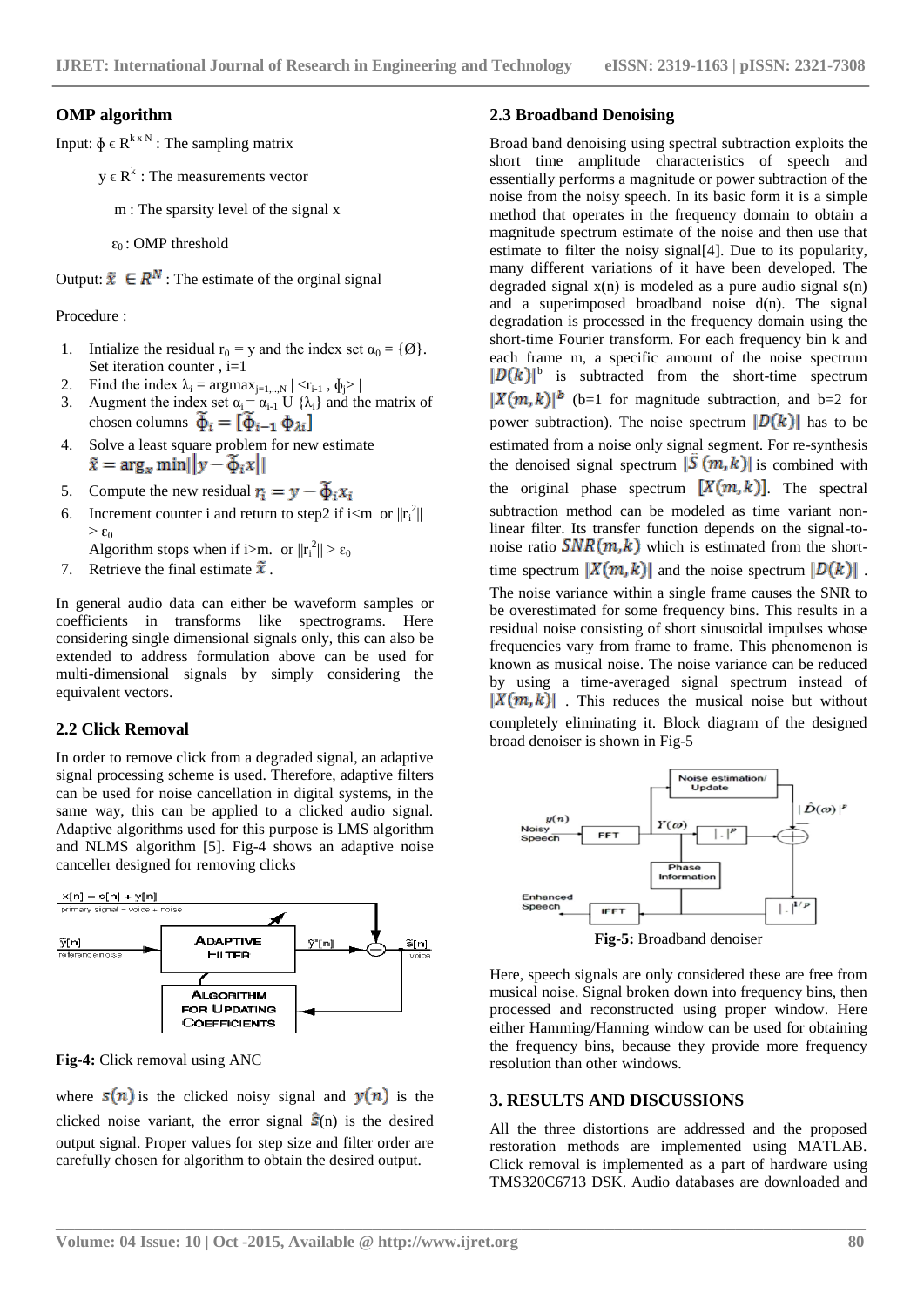## OMP algorithm

Input: $\phi \in R^{k \times N}$ : The sampling matrix

$y \in R^k$ : The measurements vector

m : The sparsity level of the signal x

$\varepsilon_0$ : OMP threshold

Output: $\tilde{x} \in R^N$ : The estimate of the orginal signal

Procedure :

1. Intialize the residual $r_0 = y$ and the index set $\alpha_0 = \{\emptyset\}$. Set iteration counter , i=1
2. Find the index $\lambda_i = \text{argmax}_{j=1,..,N} | <r_{i-1}, \phi_j> |$
3. Augment the index set $\alpha_i = \alpha_{i-1} \cup \{\lambda_i\}$ and the matrix of chosen columns $\tilde{\Phi}_i = [\tilde{\Phi}_{i-1} \; \Phi_{\lambda i}]$
4. Solve a least square problem for new estimate $\tilde{x} = \arg_x \min||y - \tilde{\Phi}_i x||$
5. Compute the new residual $r_i = y - \tilde{\Phi}_i x_i$
6. Increment counter i and return to step2 if i<m or $||r_i^2|| > \varepsilon_0$

   Algorithm stops when if i>m. or $||r_i^2|| > \varepsilon_0$
7. Retrieve the final estimate $\tilde{x}$ .

In general audio data can either be waveform samples or coefficients in transforms like spectrograms. Here considering single dimensional signals only, this can also be extended to address formulation above can be used for multi-dimensional signals by simply considering the equivalent vectors.

## 2.2 Click Removal

In order to remove click from a degraded signal, an adaptive signal processing scheme is used. Therefore, adaptive filters can be used for noise cancellation in digital systems, in the same way, this can be applied to a clicked audio signal. Adaptive algorithms used for this purpose is LMS algorithm and NLMS algorithm [5]. Fig-4 shows an adaptive noise canceller designed for removing clicks

**Fig-4:** Click removal using ANC

where $s(n)$ is the clicked noisy signal and $y(n)$ is the clicked noise variant, the error signal $\hat{s}(n)$ is the desired output signal. Proper values for step size and filter order are carefully chosen for algorithm to obtain the desired output.

## 2.3 Broadband Denoising

Broad band denoising using spectral subtraction exploits the short time amplitude characteristics of speech and essentially performs a magnitude or power subtraction of the noise from the noisy speech. In its basic form it is a simple method that operates in the frequency domain to obtain a magnitude spectrum estimate of the noise and then use that estimate to filter the noisy signal[4]. Due to its popularity, many different variations of it have been developed. The degraded signal x(n) is modeled as a pure audio signal s(n) and a superimposed broadband noise d(n). The signal degradation is processed in the frequency domain using the short-time Fourier transform. For each frequency bin k and each frame m, a specific amount of the noise spectrum $|D(k)|^b$ is subtracted from the short-time spectrum $|X(m,k)|^b$ (b=1 for magnitude subtraction, and b=2 for power subtraction). The noise spectrum $|D(k)|$ has to be estimated from a noise only signal segment. For re-synthesis the denoised signal spectrum $|\tilde{S}(m,k)|$ is combined with the original phase spectrum $[X(m,k)]$. The spectral subtraction method can be modeled as time variant non-linear filter. Its transfer function depends on the signal-to-noise ratio $SNR(m,k)$ which is estimated from the short-time spectrum $|X(m,k)|$ and the noise spectrum $|D(k)|$ . The noise variance within a single frame causes the SNR to be overestimated for some frequency bins. This results in a residual noise consisting of short sinusoidal impulses whose frequencies vary from frame to frame. This phenomenon is known as musical noise. The noise variance can be reduced by using a time-averaged signal spectrum instead of $|X(m,k)|$ . This reduces the musical noise but without completely eliminating it. Block diagram of the designed broad denoiser is shown in Fig-5

**Fig-5:** Broadband denoiser

Here, speech signals are only considered these are free from musical noise. Signal broken down into frequency bins, then processed and reconstructed using proper window. Here either Hamming/Hanning window can be used for obtaining the frequency bins, because they provide more frequency resolution than other windows.

## 3. RESULTS AND DISCUSSIONS

All the three distortions are addressed and the proposed restoration methods are implemented using MATLAB. Click removal is implemented as a part of hardware using TMS320C6713 DSK. Audio databases are downloaded and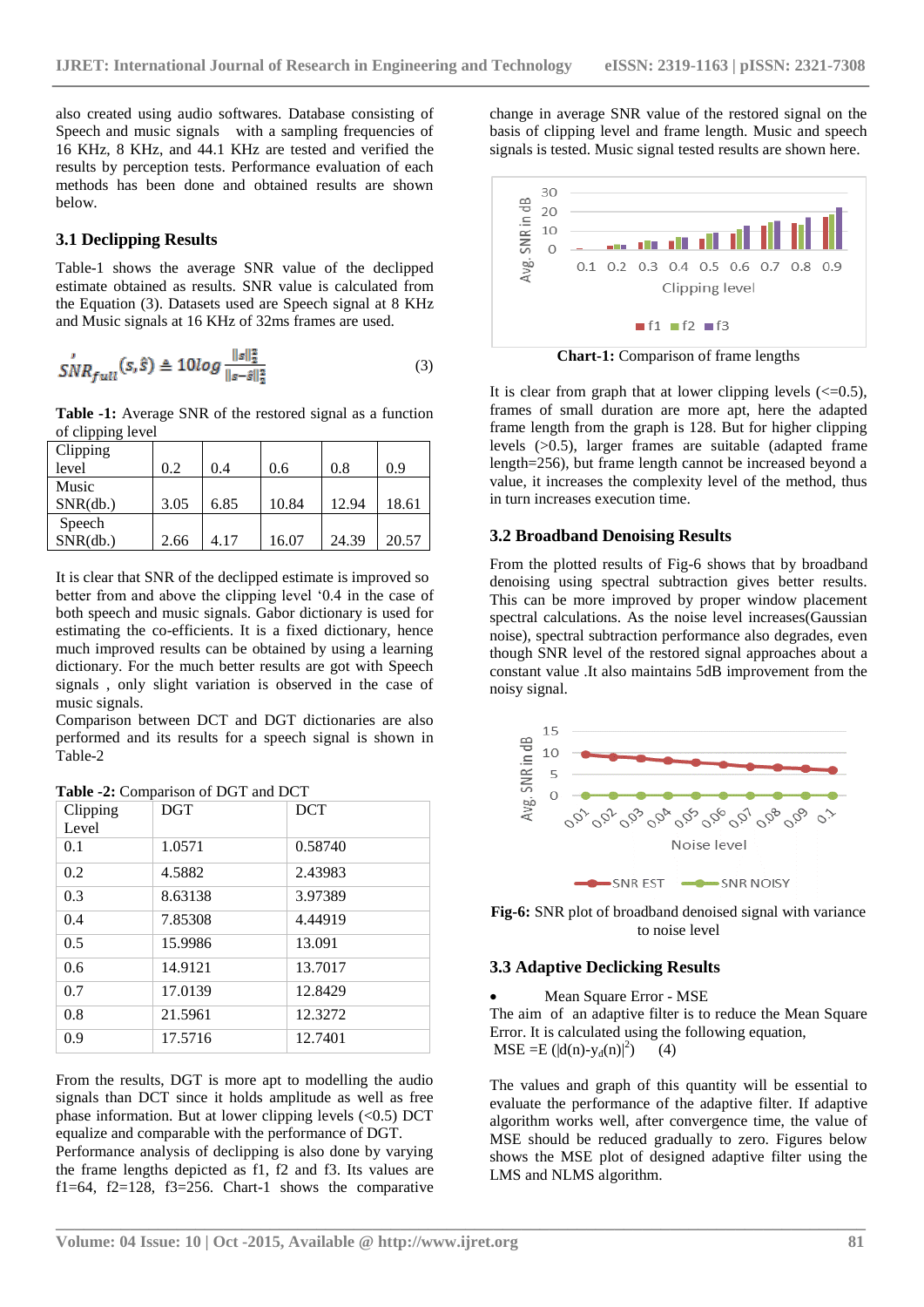also created using audio softwares. Database consisting of Speech and music signals with a sampling frequencies of 16 KHz, 8 KHz, and 44.1 KHz are tested and verified the results by perception tests. Performance evaluation of each methods has been done and obtained results are shown below.

### 3.1 Declipping Results

Table-1 shows the average SNR value of the declipped estimate obtained as results. SNR value is calculated from the Equation (3). Datasets used are Speech signal at 8 KHz and Music signals at 16 KHz of 32ms frames are used.

$$SNR'_{full}(s,\hat{s}) \triangleq 10log\frac{\|s\|_2^2}{\|s-\hat{s}\|_2^2} \quad (3)$$

**Table -1:** Average SNR value of the restored signal as a function of clipping level

| Clipping level | 0.2 | 0.4 | 0.6 | 0.8 | 0.9 |
|---|---|---|---|---|---|
| Music SNR(db.) | 3.05 | 6.85 | 10.84 | 12.94 | 18.61 |
| Speech SNR(db.) | 2.66 | 4.17 | 16.07 | 24.39 | 20.57 |

It is clear that SNR of the declipped estimate is improved so better from and above the clipping level '0.4 in the case of both speech and music signals. Gabor dictionary is used for estimating the co-efficients. It is a fixed dictionary, hence much improved results can be obtained by using a learning dictionary. For the much better results are got with Speech signals , only slight variation is observed in the case of music signals.

Comparison between DCT and DGT dictionaries are also performed and its results for a speech signal is shown in Table-2

**Table -2:** Comparison of DGT and DCT

| Clipping Level | DGT | DCT |
|---|---|---|
| 0.1 | 1.0571 | 0.58740 |
| 0.2 | 4.5882 | 2.43983 |
| 0.3 | 8.63138 | 3.97389 |
| 0.4 | 7.85308 | 4.44919 |
| 0.5 | 15.9986 | 13.091 |
| 0.6 | 14.9121 | 13.7017 |
| 0.7 | 17.0139 | 12.8429 |
| 0.8 | 21.5961 | 12.3272 |
| 0.9 | 17.5716 | 12.7401 |

From the results, DGT is more apt to modelling the audio signals than DCT since it holds amplitude as well as free phase information. But at lower clipping levels (<0.5) DCT equalize and comparable with the performance of DGT.

Performance analysis of declipping is also done by varying the frame lengths depicted as f1, f2 and f3. Its values are f1=64, f2=128, f3=256. Chart-1 shows the comparative change in average SNR value of the restored signal on the basis of clipping level and frame length. Music and speech signals is tested. Music signal tested results are shown here.

**Chart-1:** Comparison of frame lengths

It is clear from graph that at lower clipping levels (<=0.5), frames of small duration are more apt, here the adapted frame length from the graph is 128. But for higher clipping levels (>0.5), larger frames are suitable (adapted frame length=256), but frame length cannot be increased beyond a value, it increases the complexity level of the method, thus in turn increases execution time.

### 3.2 Broadband Denoising Results

From the plotted results of Fig-6 shows that by broadband denoising using spectral subtraction gives better results. This can be more improved by proper window placement spectral calculations. As the noise level increases(Gaussian noise), spectral subtraction performance also degrades, even though SNR level of the restored signal approaches about a constant value .It also maintains 5dB improvement from the noisy signal.

**Fig-6:** SNR plot of broadband denoised signal with variance to noise level

### 3.3 Adaptive Declicking Results

- Mean Square Error - MSE

The aim of an adaptive filter is to reduce the Mean Square Error. It is calculated using the following equation,

$MSE = E\,(|d(n)-y_d(n)|^2)$ (4)

The values and graph of this quantity will be essential to evaluate the performance of the adaptive filter. If adaptive algorithm works well, after convergence time, the value of MSE should be reduced gradually to zero. Figures below shows the MSE plot of designed adaptive filter using the LMS and NLMS algorithm.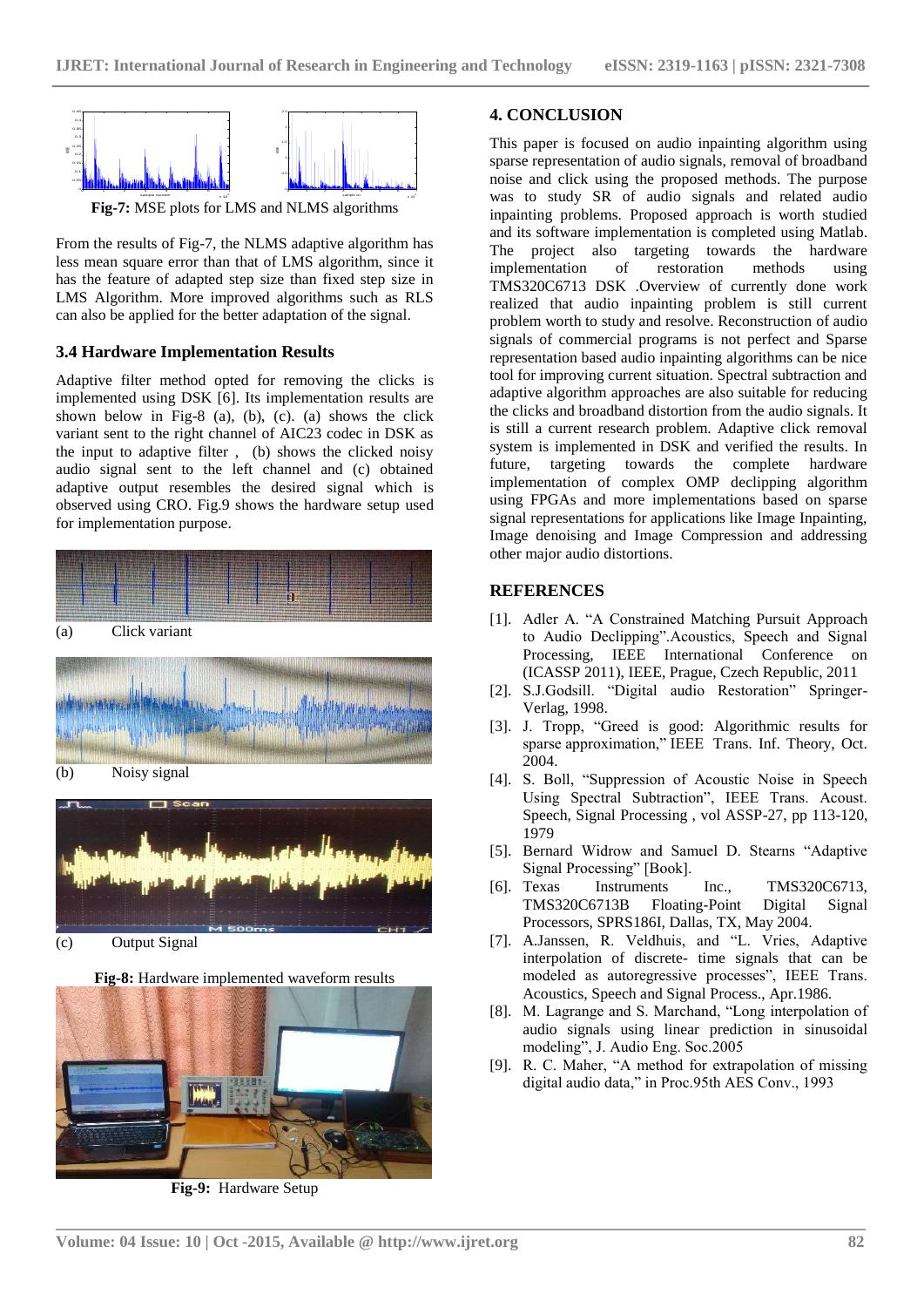**Fig-7:** MSE plots for LMS and NLMS algorithms

From the results of Fig-7, the NLMS adaptive algorithm has less mean square error than that of LMS algorithm, since it has the feature of adapted step size than fixed step size in LMS Algorithm. More improved algorithms such as RLS can also be applied for the better adaptation of the signal.

### 3.4 Hardware Implementation Results

Adaptive filter method opted for removing the clicks is implemented using DSK [6]. Its implementation results are shown below in Fig-8 (a), (b), (c). (a) shows the click variant sent to the right channel of AIC23 codec in DSK as the input to adaptive filter , (b) shows the clicked noisy audio signal sent to the left channel and (c) obtained adaptive output resembles the desired signal which is observed using CRO. Fig.9 shows the hardware setup used for implementation purpose.

(a) Click variant

(b) Noisy signal

(c) Output Signal

**Fig-8:** Hardware implemented waveform results

**Fig-9:** Hardware Setup

## 4. CONCLUSION

This paper is focused on audio inpainting algorithm using sparse representation of audio signals, removal of broadband noise and click using the proposed methods. The purpose was to study SR of audio signals and related audio inpainting problems. Proposed approach is worth studied and its software implementation is completed using Matlab. The project also targeting towards the hardware implementation of restoration methods using TMS320C6713 DSK .Overview of currently done work realized that audio inpainting problem is still current problem worth to study and resolve. Reconstruction of audio signals of commercial programs is not perfect and Sparse representation based audio inpainting algorithms can be nice tool for improving current situation. Spectral subtraction and adaptive algorithm approaches are also suitable for reducing the clicks and broadband distortion from the audio signals. It is still a current research problem. Adaptive click removal system is implemented in DSK and verified the results. In future, targeting towards the complete hardware implementation of complex OMP declipping algorithm using FPGAs and more implementations based on sparse signal representations for applications like Image Inpainting, Image denoising and Image Compression and addressing other major audio distortions.

## REFERENCES

[1]. Adler A. "A Constrained Matching Pursuit Approach to Audio Declipping".Acoustics, Speech and Signal Processing, IEEE International Conference on (ICASSP 2011), IEEE, Prague, Czech Republic, 2011

[2]. S.J.Godsill. "Digital audio Restoration" Springer-Verlag, 1998.

[3]. J. Tropp, "Greed is good: Algorithmic results for sparse approximation," IEEE Trans. Inf. Theory, Oct. 2004.

[4]. S. Boll, "Suppression of Acoustic Noise in Speech Using Spectral Subtraction", IEEE Trans. Acoust. Speech, Signal Processing , vol ASSP-27, pp 113-120, 1979

[5]. Bernard Widrow and Samuel D. Stearns "Adaptive Signal Processing" [Book].

[6]. Texas Instruments Inc., TMS320C6713, TMS320C6713B Floating-Point Digital Signal Processors, SPRS186I, Dallas, TX, May 2004.

[7]. A.Janssen, R. Veldhuis, and "L. Vries, Adaptive interpolation of discrete- time signals that can be modeled as autoregressive processes", IEEE Trans. Acoustics, Speech and Signal Process., Apr.1986.

[8]. M. Lagrange and S. Marchand, "Long interpolation of audio signals using linear prediction in sinusoidal modeling", J. Audio Eng. Soc.2005

[9]. R. C. Maher, "A method for extrapolation of missing digital audio data," in Proc.95th AES Conv., 1993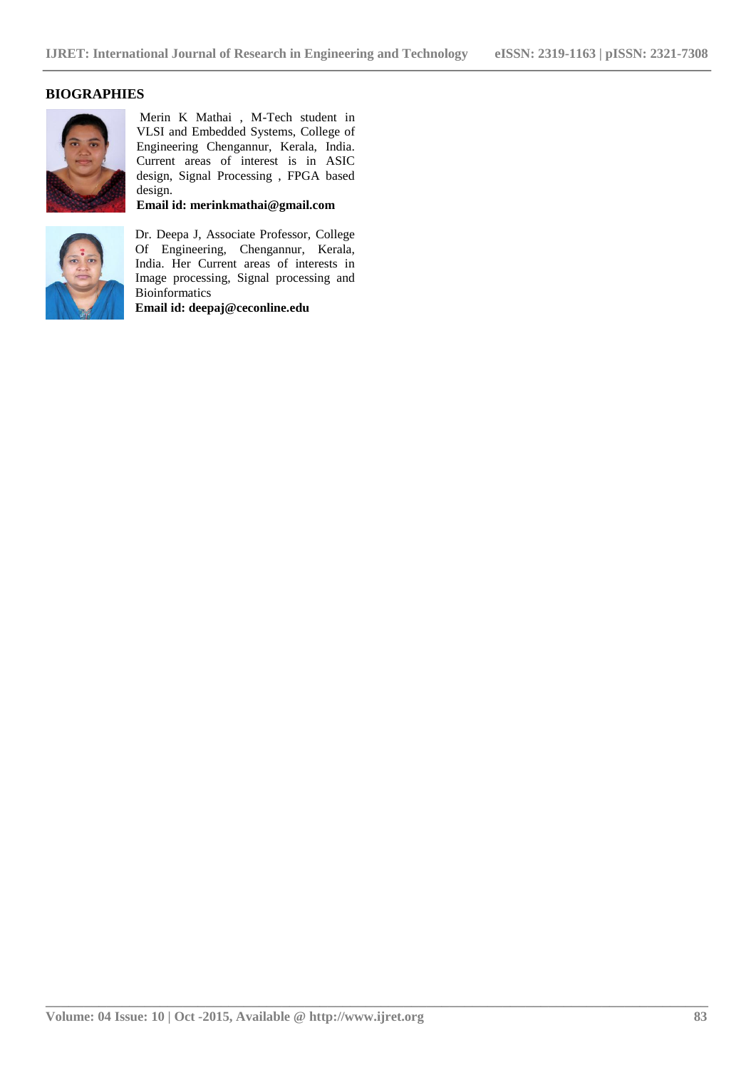## BIOGRAPHIES

Merin K Mathai , M-Tech student in VLSI and Embedded Systems, College of Engineering Chengannur, Kerala, India. Current areas of interest is in ASIC design, Signal Processing , FPGA based design.

**Email id: merinkmathai@gmail.com**

Dr. Deepa J, Associate Professor, College Of Engineering, Chengannur, Kerala, India. Her Current areas of interests in Image processing, Signal processing and Bioinformatics

**Email id: deepaj@ceconline.edu**